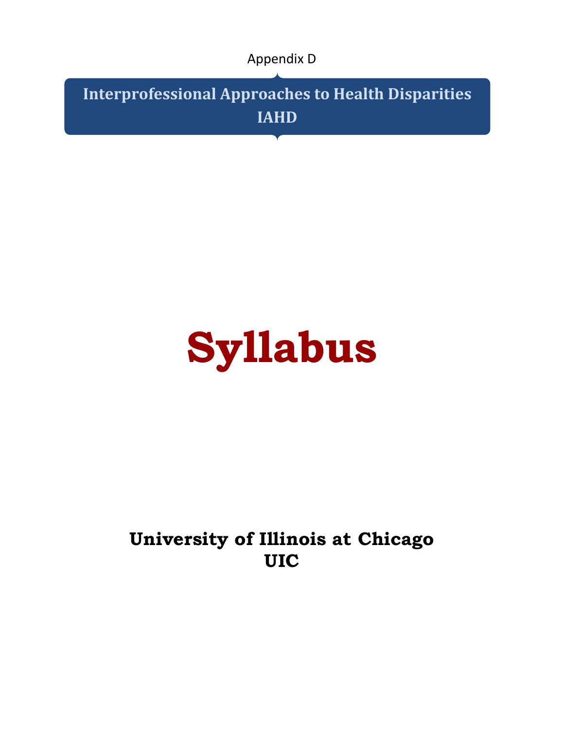Appendix D

# Interprofessional Approaches to Health Disparities IAHD

# Syllabus

**University of Illinois at Chicago**
**UIC**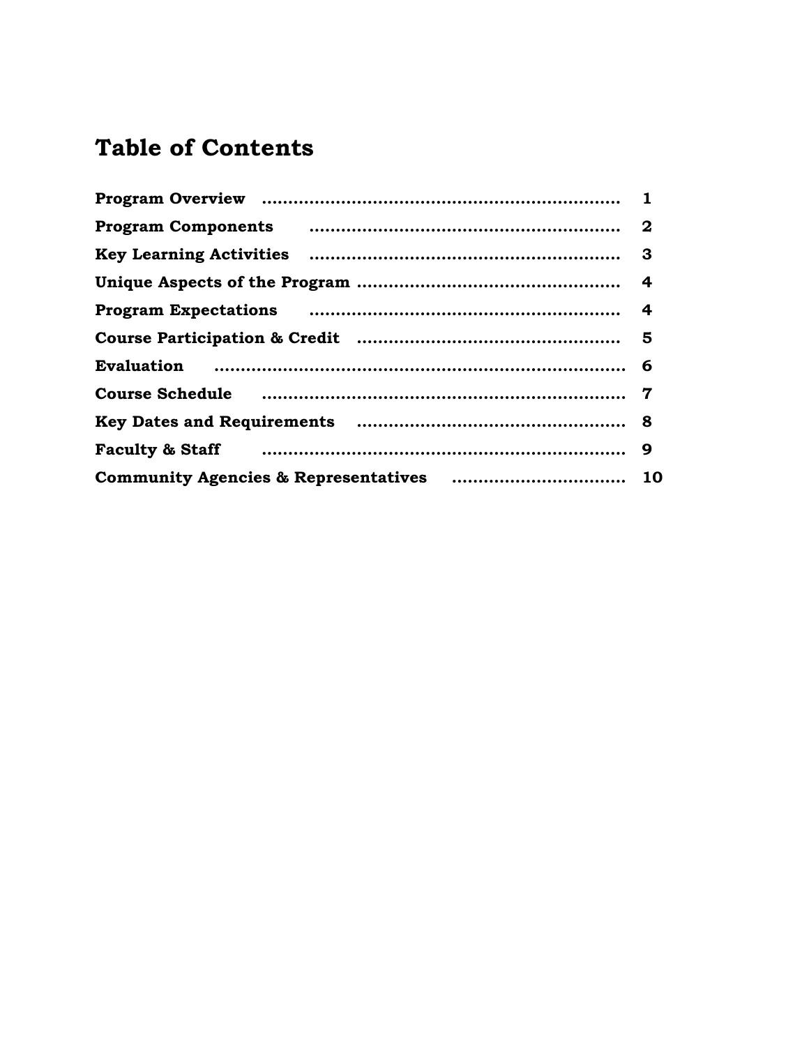# Table of Contents

| | |
|---|---|
| **Program Overview** | **1** |
| **Program Components** | **2** |
| **Key Learning Activities** | **3** |
| **Unique Aspects of the Program** | **4** |
| **Program Expectations** | **4** |
| **Course Participation & Credit** | **5** |
| **Evaluation** | **6** |
| **Course Schedule** | **7** |
| **Key Dates and Requirements** | **8** |
| **Faculty & Staff** | **9** |
| **Community Agencies & Representatives** | **10** |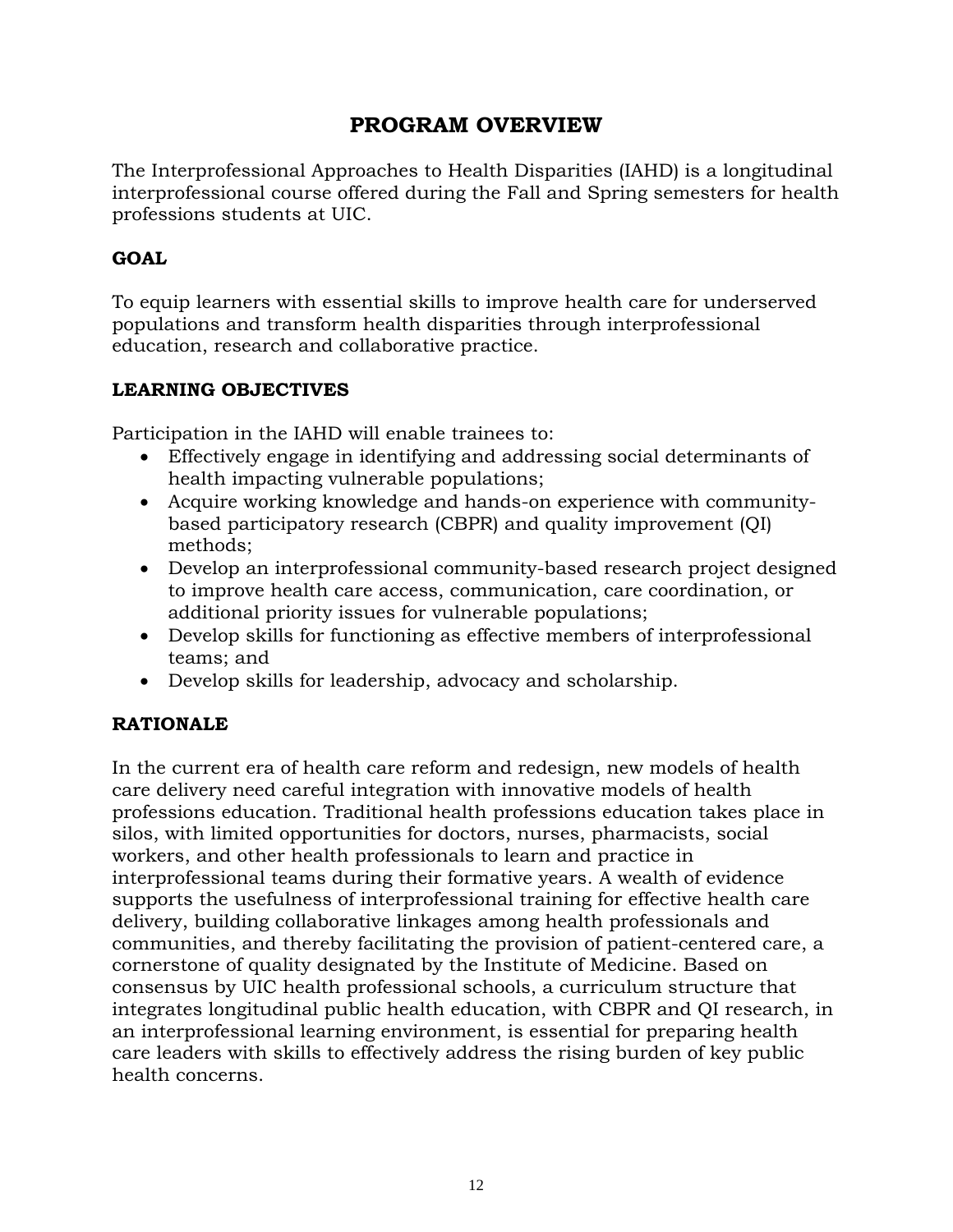# PROGRAM OVERVIEW

The Interprofessional Approaches to Health Disparities (IAHD) is a longitudinal interprofessional course offered during the Fall and Spring semesters for health professions students at UIC.

## GOAL

To equip learners with essential skills to improve health care for underserved populations and transform health disparities through interprofessional education, research and collaborative practice.

## LEARNING OBJECTIVES

Participation in the IAHD will enable trainees to:

- Effectively engage in identifying and addressing social determinants of health impacting vulnerable populations;
- Acquire working knowledge and hands-on experience with community-based participatory research (CBPR) and quality improvement (QI) methods;
- Develop an interprofessional community-based research project designed to improve health care access, communication, care coordination, or additional priority issues for vulnerable populations;
- Develop skills for functioning as effective members of interprofessional teams; and
- Develop skills for leadership, advocacy and scholarship.

## RATIONALE

In the current era of health care reform and redesign, new models of health care delivery need careful integration with innovative models of health professions education. Traditional health professions education takes place in silos, with limited opportunities for doctors, nurses, pharmacists, social workers, and other health professionals to learn and practice in interprofessional teams during their formative years. A wealth of evidence supports the usefulness of interprofessional training for effective health care delivery, building collaborative linkages among health professionals and communities, and thereby facilitating the provision of patient-centered care, a cornerstone of quality designated by the Institute of Medicine. Based on consensus by UIC health professional schools, a curriculum structure that integrates longitudinal public health education, with CBPR and QI research, in an interprofessional learning environment, is essential for preparing health care leaders with skills to effectively address the rising burden of key public health concerns.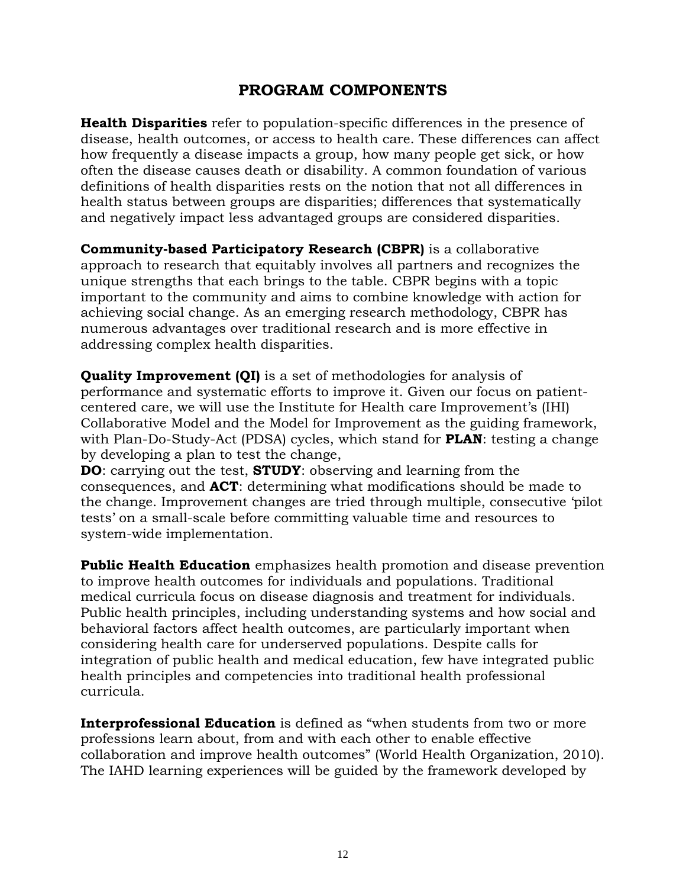## PROGRAM COMPONENTS

**Health Disparities** refer to population-specific differences in the presence of disease, health outcomes, or access to health care. These differences can affect how frequently a disease impacts a group, how many people get sick, or how often the disease causes death or disability. A common foundation of various definitions of health disparities rests on the notion that not all differences in health status between groups are disparities; differences that systematically and negatively impact less advantaged groups are considered disparities.

**Community-based Participatory Research (CBPR)** is a collaborative approach to research that equitably involves all partners and recognizes the unique strengths that each brings to the table. CBPR begins with a topic important to the community and aims to combine knowledge with action for achieving social change. As an emerging research methodology, CBPR has numerous advantages over traditional research and is more effective in addressing complex health disparities.

**Quality Improvement (QI)** is a set of methodologies for analysis of performance and systematic efforts to improve it. Given our focus on patient-centered care, we will use the Institute for Health care Improvement's (IHI) Collaborative Model and the Model for Improvement as the guiding framework, with Plan-Do-Study-Act (PDSA) cycles, which stand for **PLAN**: testing a change by developing a plan to test the change,
**DO**: carrying out the test, **STUDY**: observing and learning from the consequences, and **ACT**: determining what modifications should be made to the change. Improvement changes are tried through multiple, consecutive 'pilot tests' on a small-scale before committing valuable time and resources to system-wide implementation.

**Public Health Education** emphasizes health promotion and disease prevention to improve health outcomes for individuals and populations. Traditional medical curricula focus on disease diagnosis and treatment for individuals. Public health principles, including understanding systems and how social and behavioral factors affect health outcomes, are particularly important when considering health care for underserved populations. Despite calls for integration of public health and medical education, few have integrated public health principles and competencies into traditional health professional curricula.

**Interprofessional Education** is defined as "when students from two or more professions learn about, from and with each other to enable effective collaboration and improve health outcomes" (World Health Organization, 2010). The IAHD learning experiences will be guided by the framework developed by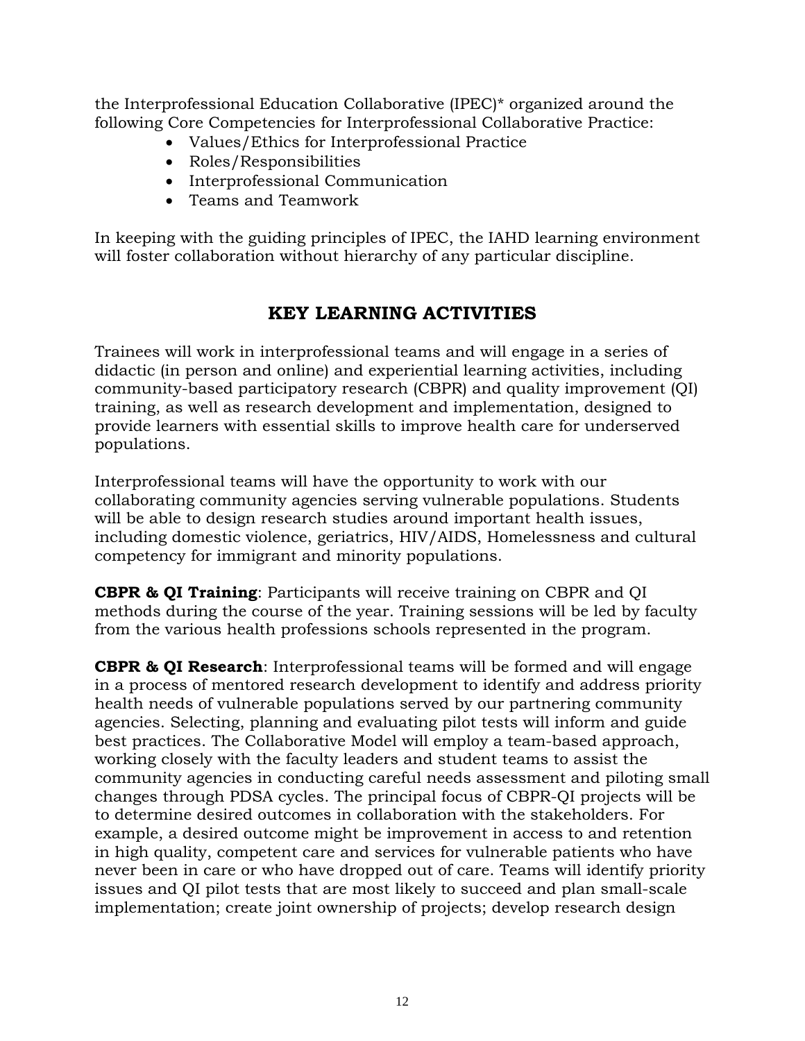the Interprofessional Education Collaborative (IPEC)* organized around the following Core Competencies for Interprofessional Collaborative Practice:

- Values/Ethics for Interprofessional Practice
- Roles/Responsibilities
- Interprofessional Communication
- Teams and Teamwork

In keeping with the guiding principles of IPEC, the IAHD learning environment will foster collaboration without hierarchy of any particular discipline.

## KEY LEARNING ACTIVITIES

Trainees will work in interprofessional teams and will engage in a series of didactic (in person and online) and experiential learning activities, including community-based participatory research (CBPR) and quality improvement (QI) training, as well as research development and implementation, designed to provide learners with essential skills to improve health care for underserved populations.

Interprofessional teams will have the opportunity to work with our collaborating community agencies serving vulnerable populations. Students will be able to design research studies around important health issues, including domestic violence, geriatrics, HIV/AIDS, Homelessness and cultural competency for immigrant and minority populations.

**CBPR & QI Training**: Participants will receive training on CBPR and QI methods during the course of the year. Training sessions will be led by faculty from the various health professions schools represented in the program.

**CBPR & QI Research**: Interprofessional teams will be formed and will engage in a process of mentored research development to identify and address priority health needs of vulnerable populations served by our partnering community agencies. Selecting, planning and evaluating pilot tests will inform and guide best practices. The Collaborative Model will employ a team-based approach, working closely with the faculty leaders and student teams to assist the community agencies in conducting careful needs assessment and piloting small changes through PDSA cycles. The principal focus of CBPR-QI projects will be to determine desired outcomes in collaboration with the stakeholders. For example, a desired outcome might be improvement in access to and retention in high quality, competent care and services for vulnerable patients who have never been in care or who have dropped out of care. Teams will identify priority issues and QI pilot tests that are most likely to succeed and plan small-scale implementation; create joint ownership of projects; develop research design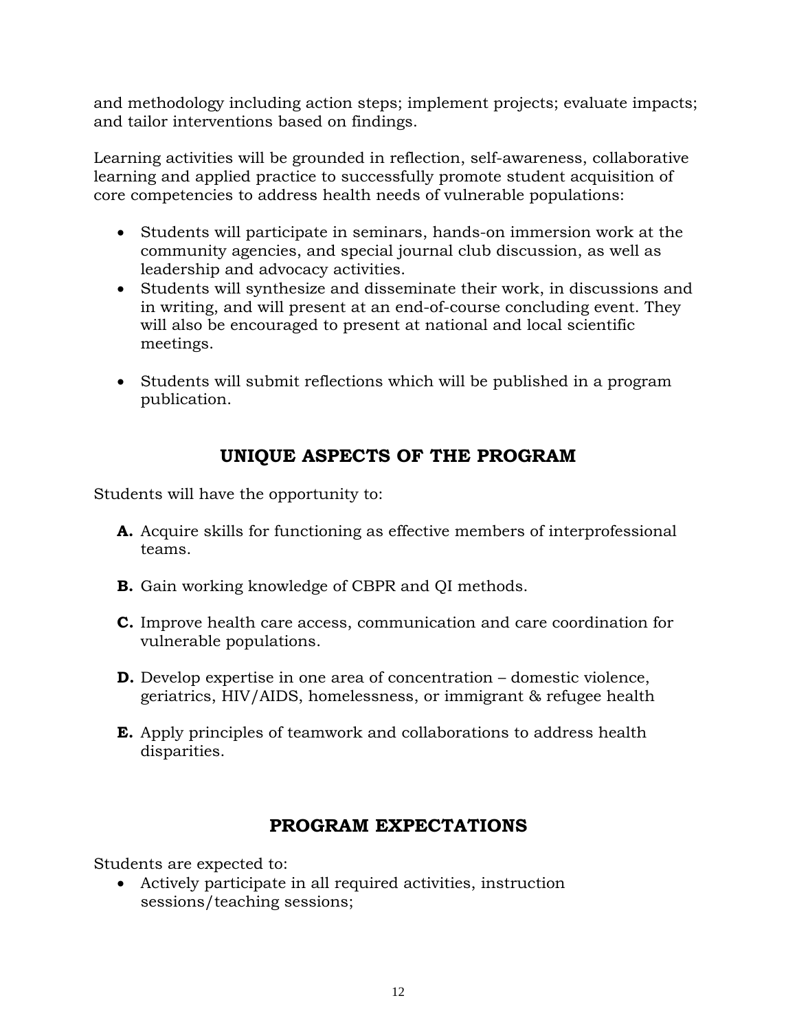and methodology including action steps; implement projects; evaluate impacts; and tailor interventions based on findings.

Learning activities will be grounded in reflection, self-awareness, collaborative learning and applied practice to successfully promote student acquisition of core competencies to address health needs of vulnerable populations:

- Students will participate in seminars, hands-on immersion work at the community agencies, and special journal club discussion, as well as leadership and advocacy activities.
- Students will synthesize and disseminate their work, in discussions and in writing, and will present at an end-of-course concluding event. They will also be encouraged to present at national and local scientific meetings.
- Students will submit reflections which will be published in a program publication.

## UNIQUE ASPECTS OF THE PROGRAM

Students will have the opportunity to:

**A.** Acquire skills for functioning as effective members of interprofessional teams.

**B.** Gain working knowledge of CBPR and QI methods.

**C.** Improve health care access, communication and care coordination for vulnerable populations.

**D.** Develop expertise in one area of concentration – domestic violence, geriatrics, HIV/AIDS, homelessness, or immigrant & refugee health

**E.** Apply principles of teamwork and collaborations to address health disparities.

## PROGRAM EXPECTATIONS

Students are expected to:

- Actively participate in all required activities, instruction sessions/teaching sessions;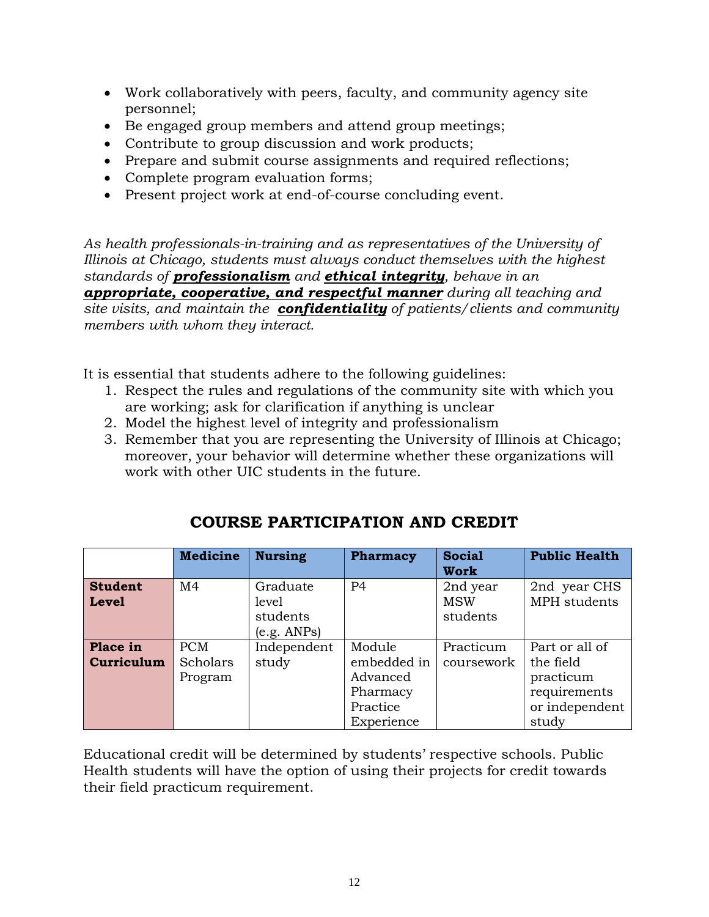- Work collaboratively with peers, faculty, and community agency site personnel;
- Be engaged group members and attend group meetings;
- Contribute to group discussion and work products;
- Prepare and submit course assignments and required reflections;
- Complete program evaluation forms;
- Present project work at end-of-course concluding event.

*As health professionals-in-training and as representatives of the University of Illinois at Chicago, students must always conduct themselves with the highest standards of* ***professionalism*** *and* ***ethical integrity****, behave in an* ***appropriate, cooperative, and respectful manner*** *during all teaching and site visits, and maintain the* ***confidentiality*** *of patients/clients and community members with whom they interact.*

It is essential that students adhere to the following guidelines:

1. Respect the rules and regulations of the community site with which you are working; ask for clarification if anything is unclear
2. Model the highest level of integrity and professionalism
3. Remember that you are representing the University of Illinois at Chicago; moreover, your behavior will determine whether these organizations will work with other UIC students in the future.

## COURSE PARTICIPATION AND CREDIT

| | **Medicine** | **Nursing** | **Pharmacy** | **Social Work** | **Public Health** |
|---|---|---|---|---|---|
| **Student Level** | M4 | Graduate level students (e.g. ANPs) | P4 | 2nd year MSW students | 2nd year CHS MPH students |
| **Place in Curriculum** | PCM Scholars Program | Independent study | Module embedded in Advanced Pharmacy Practice Experience | Practicum coursework | Part or all of the field practicum requirements or independent study |

Educational credit will be determined by students' respective schools. Public Health students will have the option of using their projects for credit towards their field practicum requirement.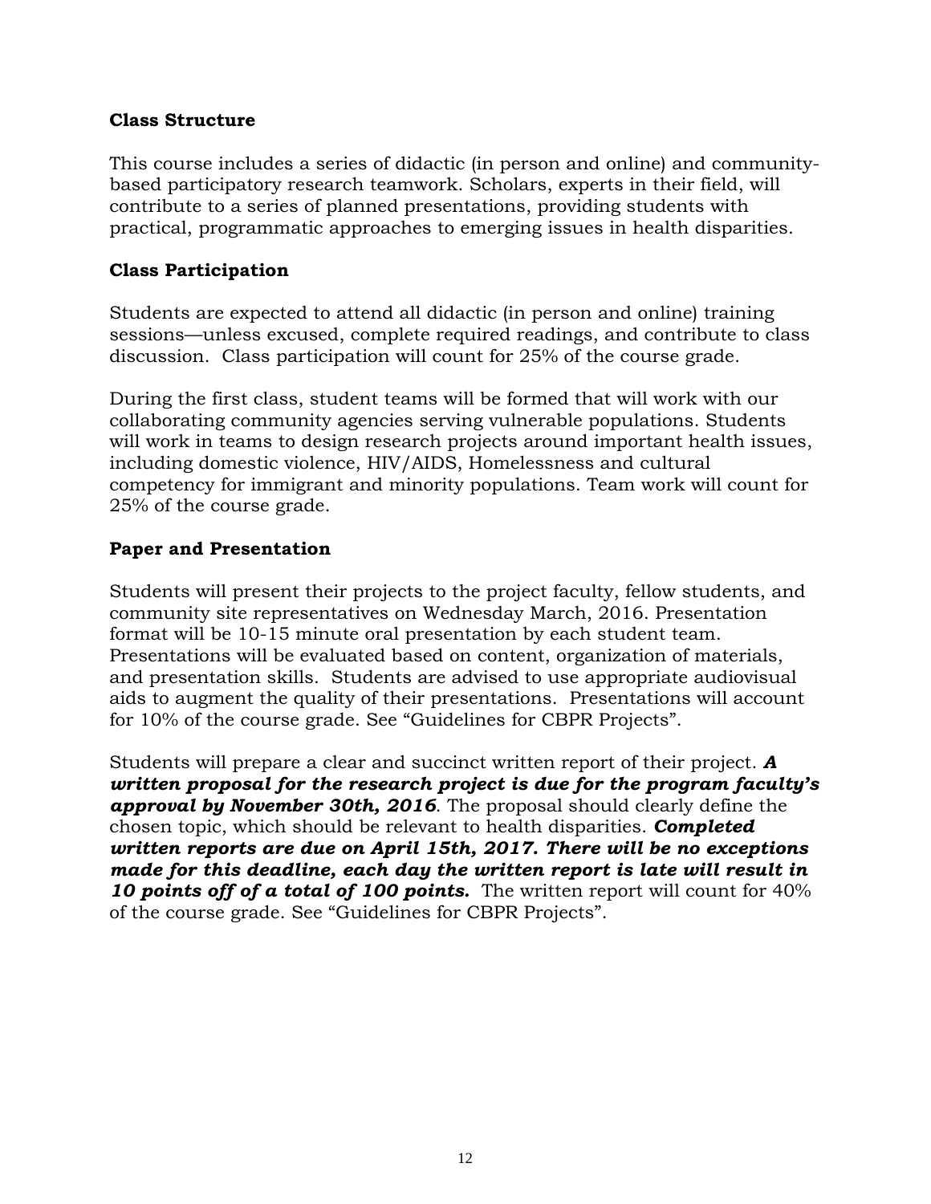**Class Structure**

This course includes a series of didactic (in person and online) and community-based participatory research teamwork. Scholars, experts in their field, will contribute to a series of planned presentations, providing students with practical, programmatic approaches to emerging issues in health disparities.

**Class Participation**

Students are expected to attend all didactic (in person and online) training sessions—unless excused, complete required readings, and contribute to class discussion. Class participation will count for 25% of the course grade.

During the first class, student teams will be formed that will work with our collaborating community agencies serving vulnerable populations. Students will work in teams to design research projects around important health issues, including domestic violence, HIV/AIDS, Homelessness and cultural competency for immigrant and minority populations. Team work will count for 25% of the course grade.

**Paper and Presentation**

Students will present their projects to the project faculty, fellow students, and community site representatives on Wednesday March, 2016. Presentation format will be 10-15 minute oral presentation by each student team. Presentations will be evaluated based on content, organization of materials, and presentation skills. Students are advised to use appropriate audiovisual aids to augment the quality of their presentations. Presentations will account for 10% of the course grade. See "Guidelines for CBPR Projects".

Students will prepare a clear and succinct written report of their project. ***A written proposal for the research project is due for the program faculty's approval by November 30th, 2016***. The proposal should clearly define the chosen topic, which should be relevant to health disparities. ***Completed written reports are due on April 15th, 2017. There will be no exceptions made for this deadline, each day the written report is late will result in 10 points off of a total of 100 points.*** The written report will count for 40% of the course grade. See "Guidelines for CBPR Projects".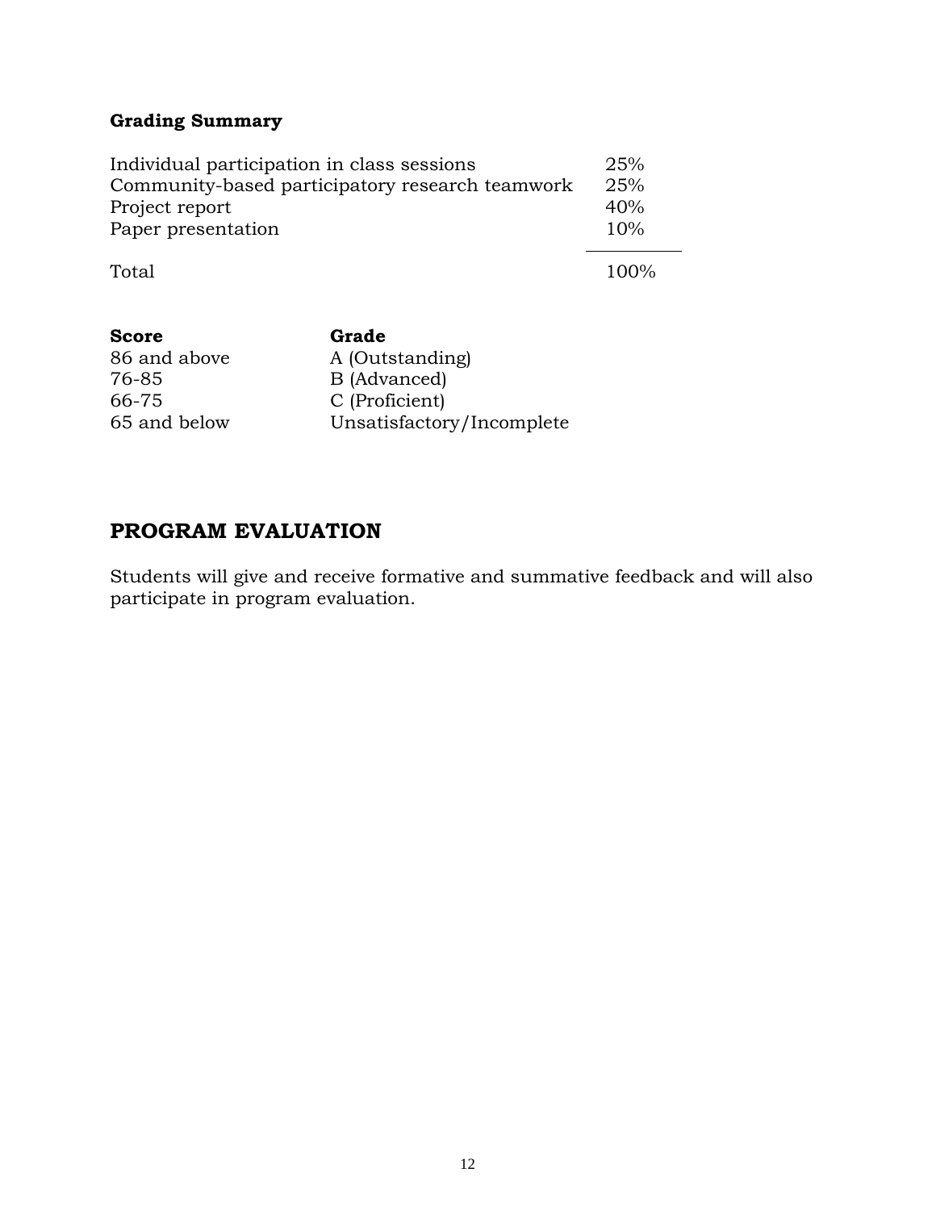**Grading Summary**

| | |
|---|---|
| Individual participation in class sessions | 25% |
| Community-based participatory research teamwork | 25% |
| Project report | 40% |
| Paper presentation | 10% |
| Total | 100% |

| Score | Grade |
|---|---|
| 86 and above | A (Outstanding) |
| 76-85 | B (Advanced) |
| 66-75 | C (Proficient) |
| 65 and below | Unsatisfactory/Incomplete |

## PROGRAM EVALUATION

Students will give and receive formative and summative feedback and will also participate in program evaluation.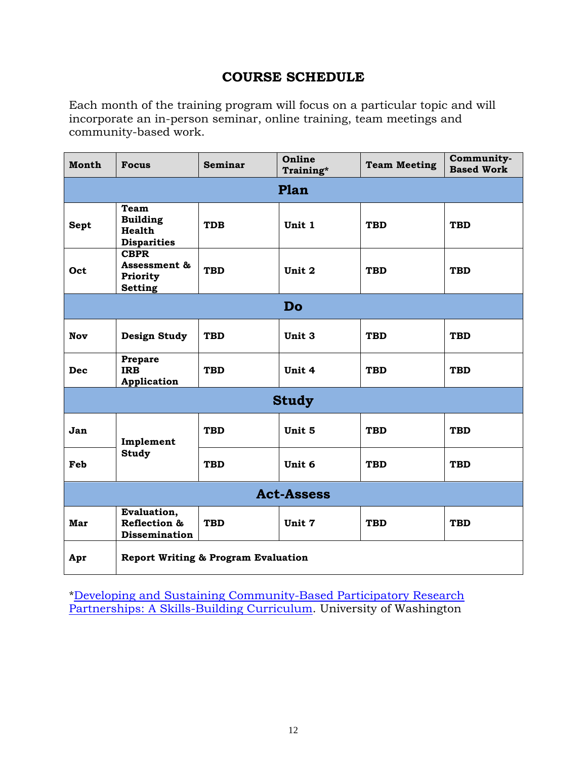## COURSE SCHEDULE

Each month of the training program will focus on a particular topic and will incorporate an in-person seminar, online training, team meetings and community-based work.

| Month | Focus | Seminar | Online Training* | Team Meeting | Community-Based Work |
|---|---|---|---|---|---|
| **Plan** | | | | | |
| **Sept** | **Team Building Health Disparities** | **TDB** | **Unit 1** | **TBD** | **TBD** |
| **Oct** | **CBPR Assessment & Priority Setting** | **TBD** | **Unit 2** | **TBD** | **TBD** |
| **Do** | | | | | |
| **Nov** | **Design Study** | **TBD** | **Unit 3** | **TBD** | **TBD** |
| **Dec** | **Prepare IRB Application** | **TBD** | **Unit 4** | **TBD** | **TBD** |
| **Study** | | | | | |
| **Jan** | **Implement Study** | **TBD** | **Unit 5** | **TBD** | **TBD** |
| **Feb** | | **TBD** | **Unit 6** | **TBD** | **TBD** |
| **Act-Assess** | | | | | |
| **Mar** | **Evaluation, Reflection & Dissemination** | **TBD** | **Unit 7** | **TBD** | **TBD** |
| **Apr** | **Report Writing & Program Evaluation** | | | | |

*Developing and Sustaining Community-Based Participatory Research Partnerships: A Skills-Building Curriculum. University of Washington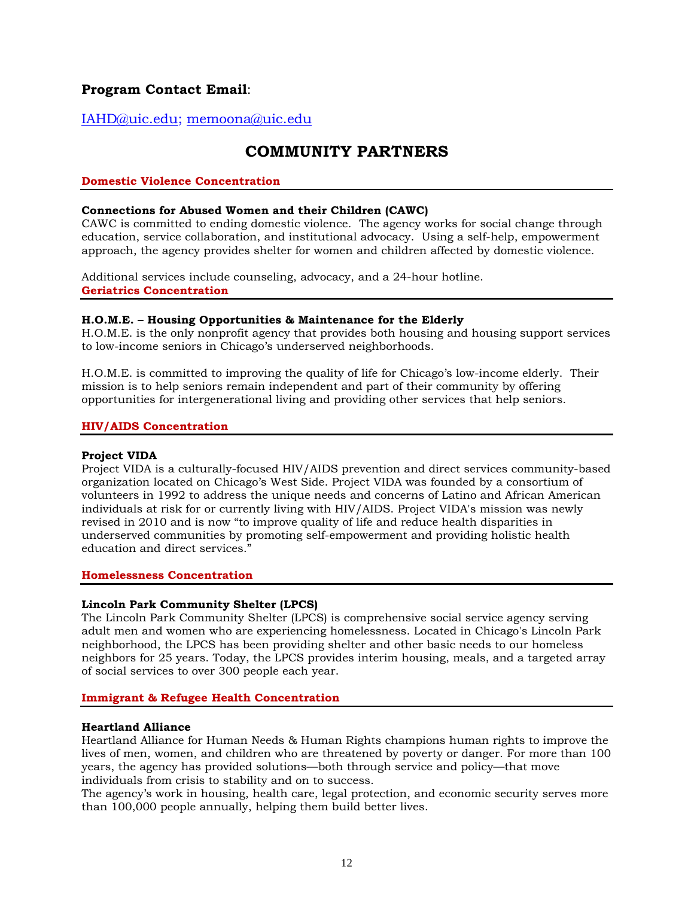**Program Contact Email**:

IAHD@uic.edu; memoona@uic.edu

## COMMUNITY PARTNERS

### Domestic Violence Concentration

**Connections for Abused Women and their Children (CAWC)**
CAWC is committed to ending domestic violence. The agency works for social change through education, service collaboration, and institutional advocacy. Using a self-help, empowerment approach, the agency provides shelter for women and children affected by domestic violence.

Additional services include counseling, advocacy, and a 24-hour hotline.

### Geriatrics Concentration

**H.O.M.E. – Housing Opportunities & Maintenance for the Elderly**
H.O.M.E. is the only nonprofit agency that provides both housing and housing support services to low-income seniors in Chicago's underserved neighborhoods.

H.O.M.E. is committed to improving the quality of life for Chicago's low-income elderly. Their mission is to help seniors remain independent and part of their community by offering opportunities for intergenerational living and providing other services that help seniors.

### HIV/AIDS Concentration

**Project VIDA**
Project VIDA is a culturally-focused HIV/AIDS prevention and direct services community-based organization located on Chicago's West Side. Project VIDA was founded by a consortium of volunteers in 1992 to address the unique needs and concerns of Latino and African American individuals at risk for or currently living with HIV/AIDS. Project VIDA's mission was newly revised in 2010 and is now "to improve quality of life and reduce health disparities in underserved communities by promoting self-empowerment and providing holistic health education and direct services."

### Homelessness Concentration

**Lincoln Park Community Shelter (LPCS)**
The Lincoln Park Community Shelter (LPCS) is comprehensive social service agency serving adult men and women who are experiencing homelessness. Located in Chicago's Lincoln Park neighborhood, the LPCS has been providing shelter and other basic needs to our homeless neighbors for 25 years. Today, the LPCS provides interim housing, meals, and a targeted array of social services to over 300 people each year.

### Immigrant & Refugee Health Concentration

**Heartland Alliance**
Heartland Alliance for Human Needs & Human Rights champions human rights to improve the lives of men, women, and children who are threatened by poverty or danger. For more than 100 years, the agency has provided solutions—both through service and policy—that move individuals from crisis to stability and on to success.
The agency's work in housing, health care, legal protection, and economic security serves more than 100,000 people annually, helping them build better lives.